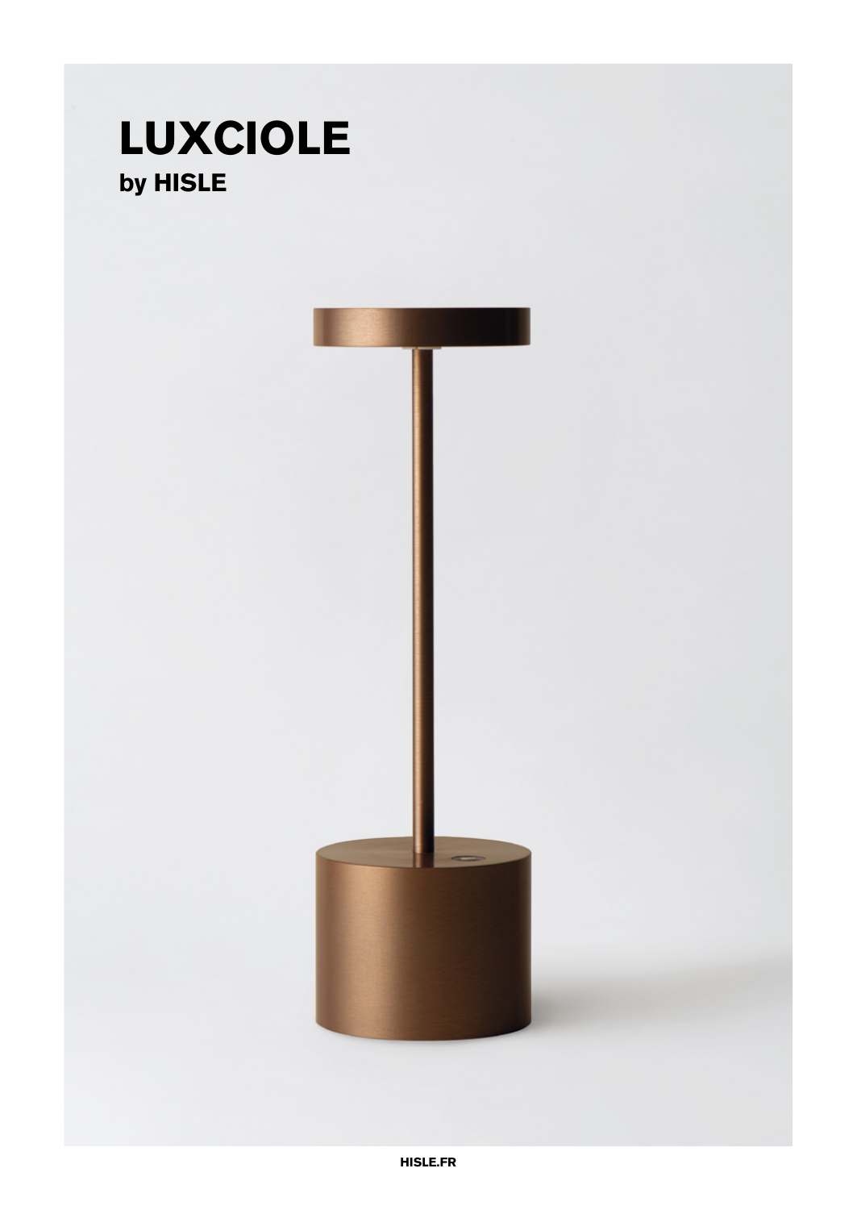# LUXCIOLE

## by HISLE

HISLE.FR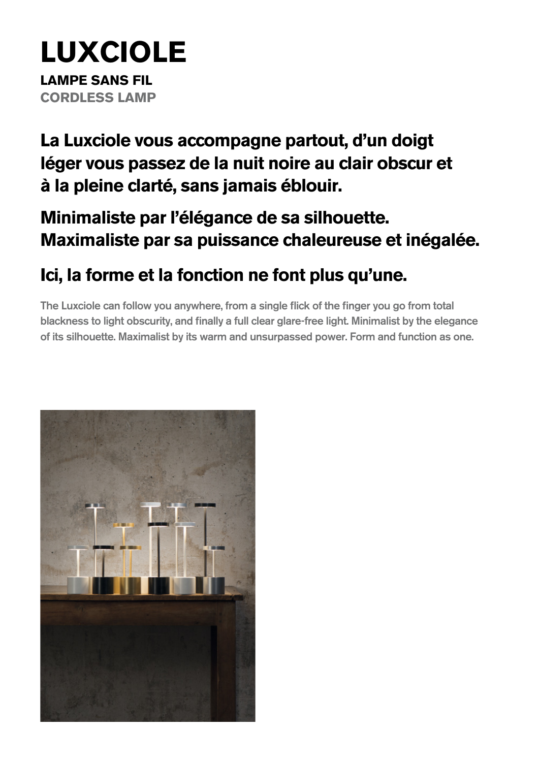# LUXCIOLE

**LAMPE SANS FIL**

**CORDLESS LAMP**

## La Luxciole vous accompagne partout, d'un doigt léger vous passez de la nuit noire au clair obscur et à la pleine clarté, sans jamais éblouir.

## Minimaliste par l'élégance de sa silhouette. Maximaliste par sa puissance chaleureuse et inégalée.

## Ici, la forme et la fonction ne font plus qu'une.

The Luxciole can follow you anywhere, from a single flick of the finger you go from total blackness to light obscurity, and finally a full clear glare-free light. Minimalist by the elegance of its silhouette. Maximalist by its warm and unsurpassed power. Form and function as one.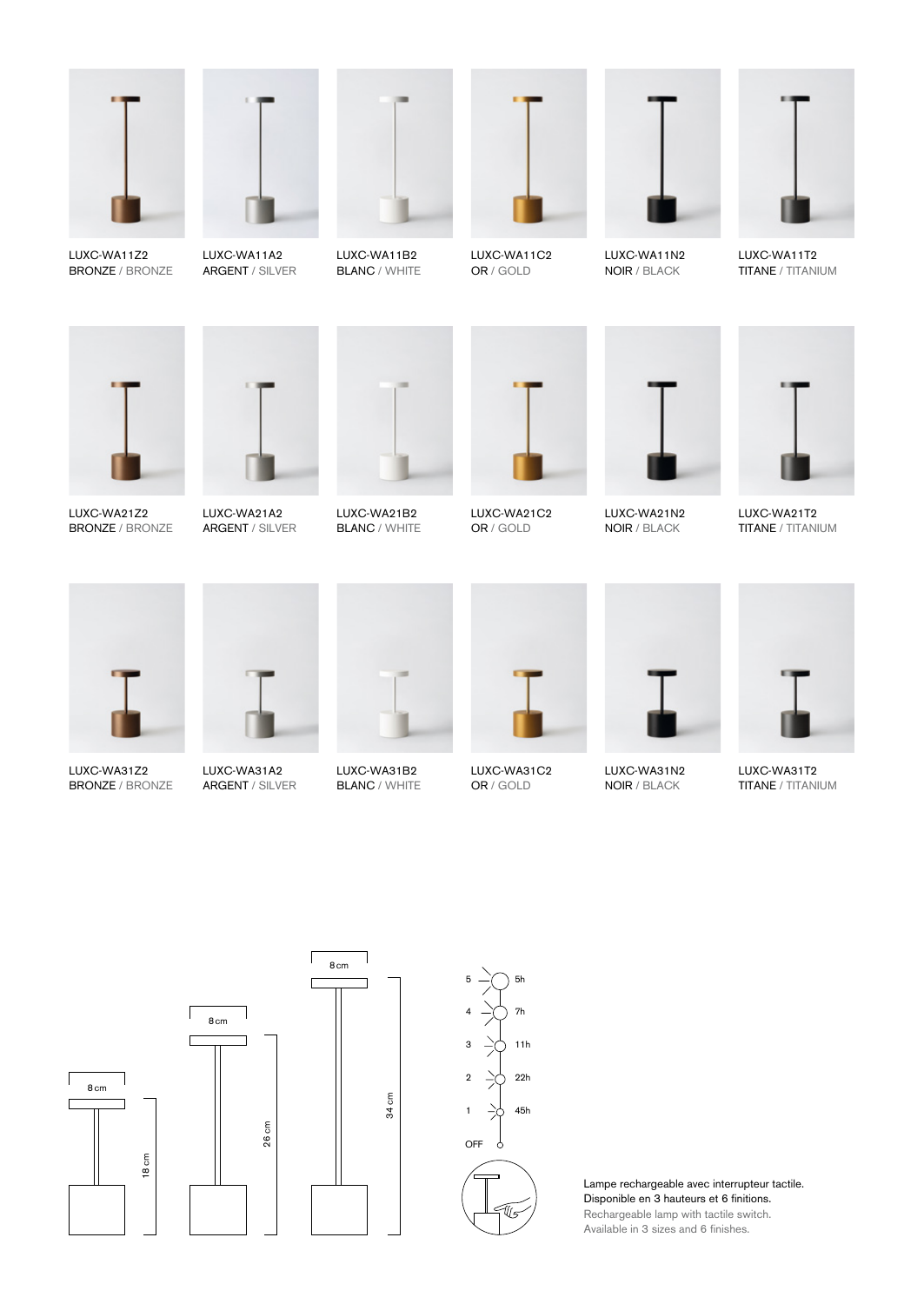| | | | | | |
|---|---|---|---|---|---|
| LUXC-WA11Z2 BRONZE / BRONZE | LUXC-WA11A2 ARGENT / SILVER | LUXC-WA11B2 BLANC / WHITE | LUXC-WA11C2 OR / GOLD | LUXC-WA11N2 NOIR / BLACK | LUXC-WA11T2 TITANE / TITANIUM |
| LUXC-WA21Z2 BRONZE / BRONZE | LUXC-WA21A2 ARGENT / SILVER | LUXC-WA21B2 BLANC / WHITE | LUXC-WA21C2 OR / GOLD | LUXC-WA21N2 NOIR / BLACK | LUXC-WA21T2 TITANE / TITANIUM |
| LUXC-WA31Z2 BRONZE / BRONZE | LUXC-WA31A2 ARGENT / SILVER | LUXC-WA31B2 BLANC / WHITE | LUXC-WA31C2 OR / GOLD | LUXC-WA31N2 NOIR / BLACK | LUXC-WA31T2 TITANE / TITANIUM |

8 cm — 18 cm

8 cm — 26 cm

8 cm — 34 cm

| Niveau | Autonomie |
|---|---|
| 5 | 5h |
| 4 | 7h |
| 3 | 11h |
| 2 | 22h |
| 1 | 45h |
| OFF | |

Lampe rechargeable avec interrupteur tactile.
Disponible en 3 hauteurs et 6 finitions.
Rechargeable lamp with tactile switch.
Available in 3 sizes and 6 finishes.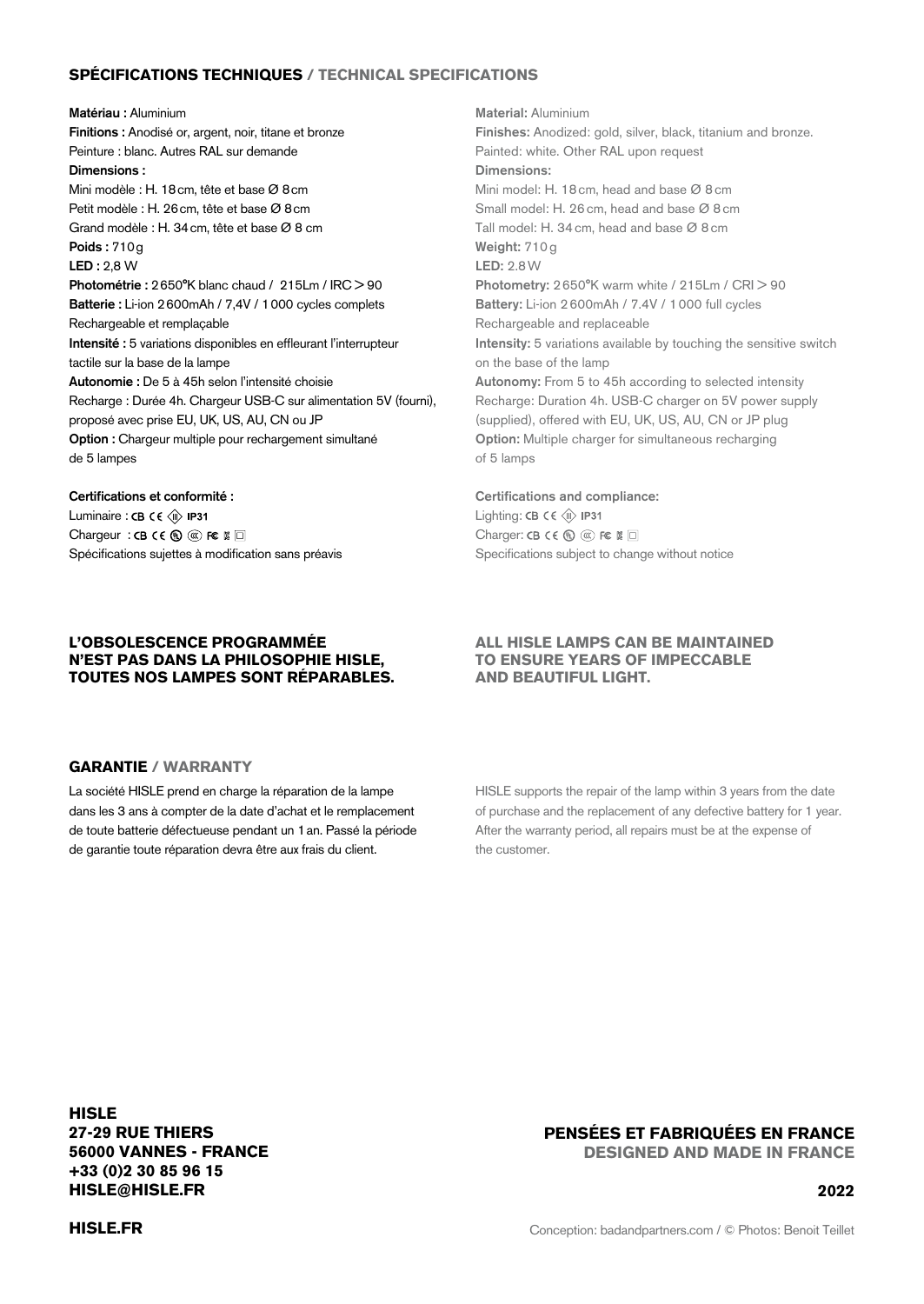## SPÉCIFICATIONS TECHNIQUES / TECHNICAL SPECIFICATIONS

**Matériau :** Aluminium
**Finitions :** Anodisé or, argent, noir, titane et bronze
Peinture : blanc. Autres RAL sur demande
**Dimensions :**
Mini modèle : H. 18 cm, tête et base Ø 8 cm
Petit modèle : H. 26 cm, tête et base Ø 8 cm
Grand modèle : H. 34 cm, tête et base Ø 8 cm
**Poids :** 710 g
**LED :** 2,8 W
**Photométrie :** 2650°K blanc chaud / 215Lm / IRC > 90
**Batterie :** Li-ion 2600mAh / 7,4V / 1000 cycles complets
Rechargeable et remplaçable
**Intensité :** 5 variations disponibles en effleurant l'interrupteur tactile sur la base de la lampe
**Autonomie :** De 5 à 45h selon l'intensité choisie
Recharge : Durée 4h. Chargeur USB-C sur alimentation 5V (fourni), proposé avec prise EU, UK, US, AU, CN ou JP
**Option :** Chargeur multiple pour rechargement simultané de 5 lampes

**Certifications et conformité :**
Luminaire : CB CE IP31
Chargeur : CB CE FC
Spécifications sujettes à modification sans préavis

**Material:** Aluminium
**Finishes:** Anodized: gold, silver, black, titanium and bronze.
Painted: white. Other RAL upon request
**Dimensions:**
Mini model: H. 18 cm, head and base Ø 8 cm
Small model: H. 26 cm, head and base Ø 8 cm
Tall model: H. 34 cm, head and base Ø 8 cm
**Weight:** 710 g
**LED:** 2.8 W
**Photometry:** 2650°K warm white / 215Lm / CRI > 90
**Battery:** Li-ion 2600mAh / 7.4V / 1000 full cycles
Rechargeable and replaceable
**Intensity:** 5 variations available by touching the sensitive switch on the base of the lamp
**Autonomy:** From 5 to 45h according to selected intensity
Recharge: Duration 4h. USB-C charger on 5V power supply (supplied), offered with EU, UK, US, AU, CN or JP plug
**Option:** Multiple charger for simultaneous recharging of 5 lamps

**Certifications and compliance:**
Lighting: CB CE IP31
Charger: CB CE FC
Specifications subject to change without notice

**L'OBSOLESCENCE PROGRAMMÉE N'EST PAS DANS LA PHILOSOPHIE HISLE, TOUTES NOS LAMPES SONT RÉPARABLES.**

**ALL HISLE LAMPS CAN BE MAINTAINED TO ENSURE YEARS OF IMPECCABLE AND BEAUTIFUL LIGHT.**

## GARANTIE / WARRANTY

La société HISLE prend en charge la réparation de la lampe dans les 3 ans à compter de la date d'achat et le remplacement de toute batterie défectueuse pendant un 1 an. Passé la période de garantie toute réparation devra être aux frais du client.

HISLE supports the repair of the lamp within 3 years from the date of purchase and the replacement of any defective battery for 1 year. After the warranty period, all repairs must be at the expense of the customer.

**HISLE**
**27-29 RUE THIERS**
**56000 VANNES - FRANCE**
**+33 (0)2 30 85 96 15**
**HISLE@HISLE.FR**

**HISLE.FR**

**PENSÉES ET FABRIQUÉES EN FRANCE**
**DESIGNED AND MADE IN FRANCE**

**2022**

Conception: badandpartners.com / © Photos: Benoit Teillet